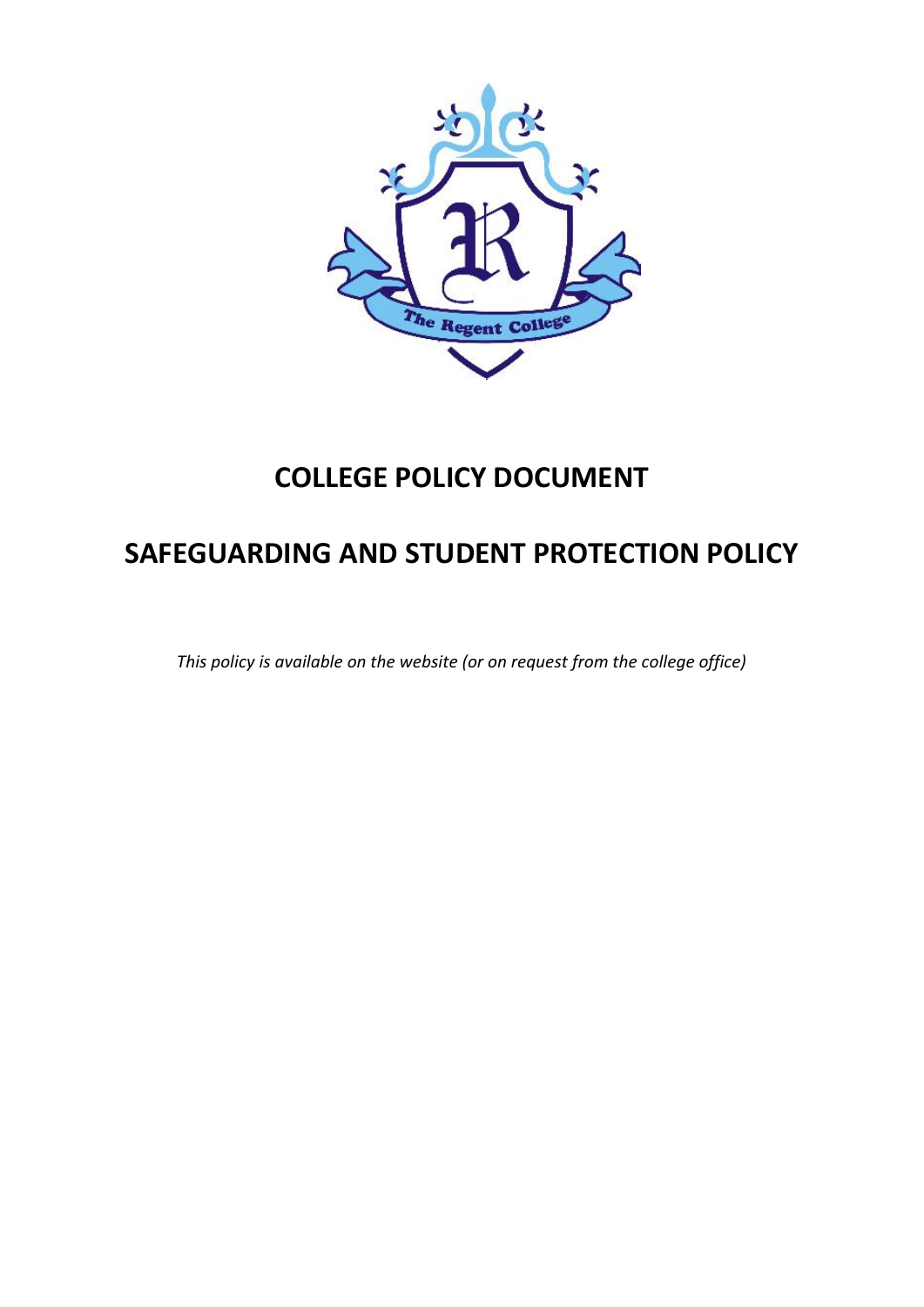# COLLEGE POLICY DOCUMENT

# SAFEGUARDING AND STUDENT PROTECTION POLICY

*This policy is available on the website (or on request from the college office)*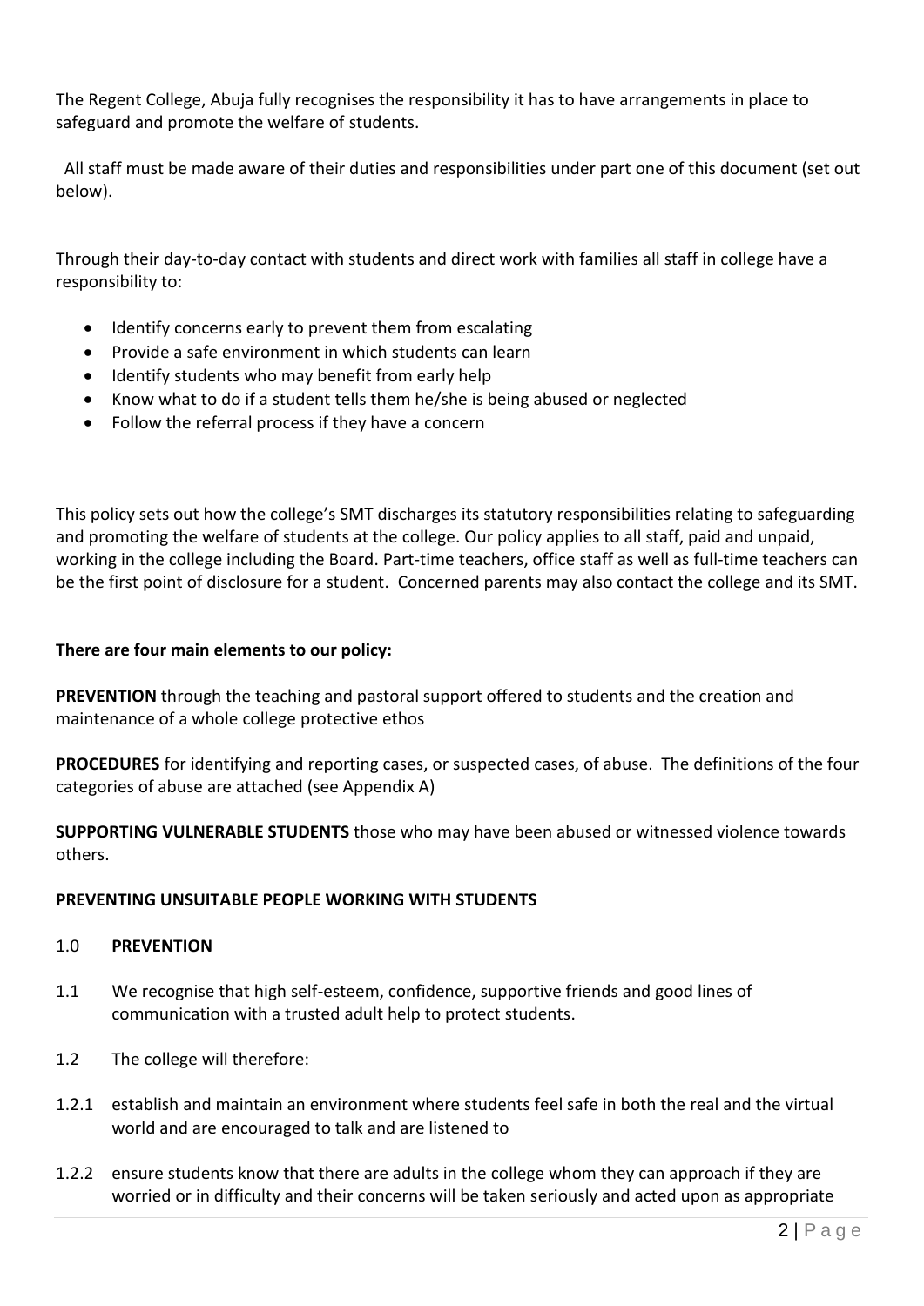The Regent College, Abuja fully recognises the responsibility it has to have arrangements in place to safeguard and promote the welfare of students.

All staff must be made aware of their duties and responsibilities under part one of this document (set out below).

Through their day-to-day contact with students and direct work with families all staff in college have a responsibility to:

- Identify concerns early to prevent them from escalating
- Provide a safe environment in which students can learn
- Identify students who may benefit from early help
- Know what to do if a student tells them he/she is being abused or neglected
- Follow the referral process if they have a concern

This policy sets out how the college's SMT discharges its statutory responsibilities relating to safeguarding and promoting the welfare of students at the college. Our policy applies to all staff, paid and unpaid, working in the college including the Board. Part-time teachers, office staff as well as full-time teachers can be the first point of disclosure for a student. Concerned parents may also contact the college and its SMT.

**There are four main elements to our policy:**

**PREVENTION** through the teaching and pastoral support offered to students and the creation and maintenance of a whole college protective ethos

**PROCEDURES** for identifying and reporting cases, or suspected cases, of abuse. The definitions of the four categories of abuse are attached (see Appendix A)

**SUPPORTING VULNERABLE STUDENTS** those who may have been abused or witnessed violence towards others.

**PREVENTING UNSUITABLE PEOPLE WORKING WITH STUDENTS**

## 1.0 PREVENTION

1.1 We recognise that high self-esteem, confidence, supportive friends and good lines of communication with a trusted adult help to protect students.

1.2 The college will therefore:

1.2.1 establish and maintain an environment where students feel safe in both the real and the virtual world and are encouraged to talk and are listened to

1.2.2 ensure students know that there are adults in the college whom they can approach if they are worried or in difficulty and their concerns will be taken seriously and acted upon as appropriate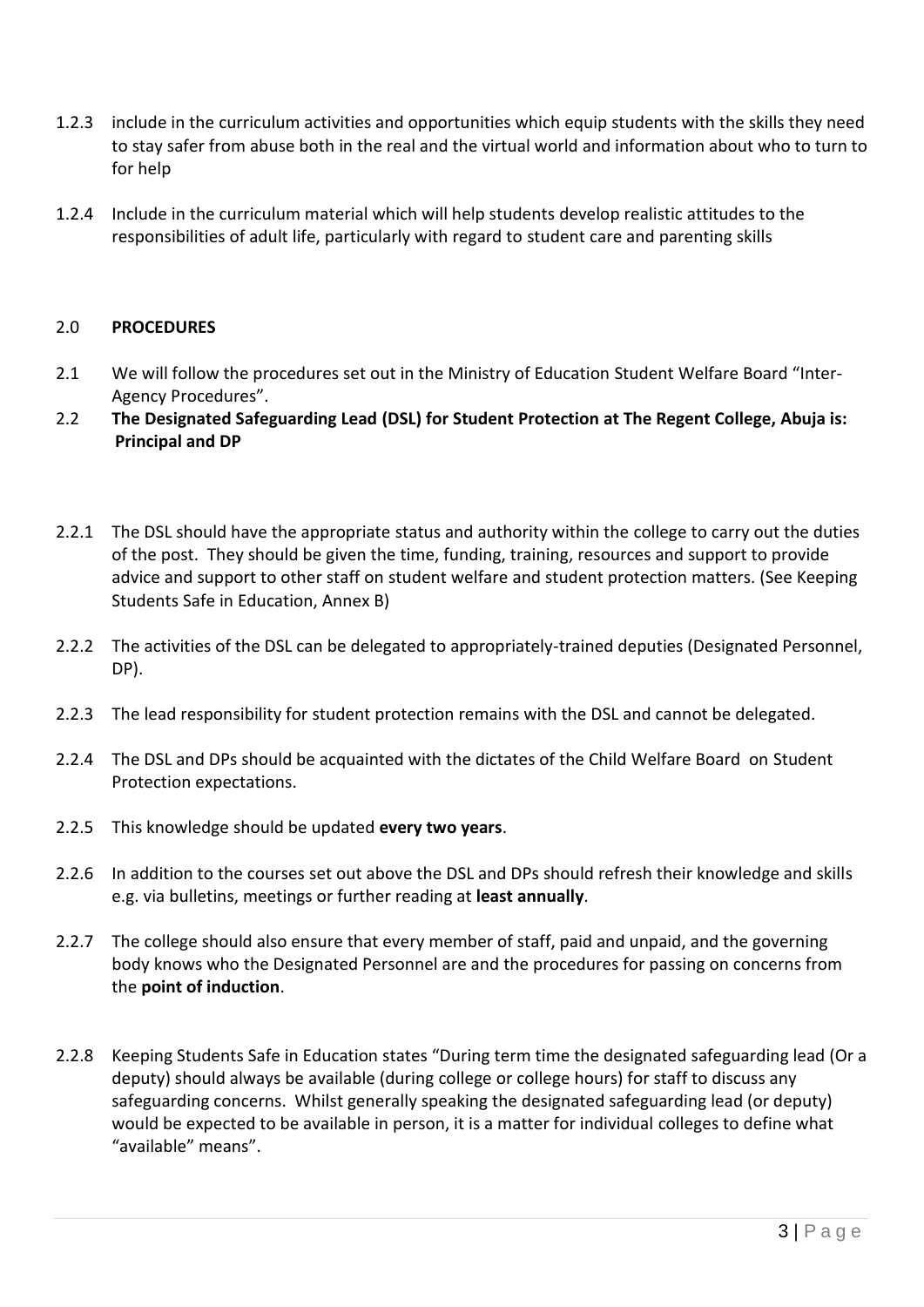1.2.3 include in the curriculum activities and opportunities which equip students with the skills they need to stay safer from abuse both in the real and the virtual world and information about who to turn to for help

1.2.4 Include in the curriculum material which will help students develop realistic attitudes to the responsibilities of adult life, particularly with regard to student care and parenting skills

## 2.0 **PROCEDURES**

2.1 We will follow the procedures set out in the Ministry of Education Student Welfare Board "Inter-Agency Procedures".

2.2 **The Designated Safeguarding Lead (DSL) for Student Protection at The Regent College, Abuja is: Principal and DP**

2.2.1 The DSL should have the appropriate status and authority within the college to carry out the duties of the post. They should be given the time, funding, training, resources and support to provide advice and support to other staff on student welfare and student protection matters. (See Keeping Students Safe in Education, Annex B)

2.2.2 The activities of the DSL can be delegated to appropriately-trained deputies (Designated Personnel, DP).

2.2.3 The lead responsibility for student protection remains with the DSL and cannot be delegated.

2.2.4 The DSL and DPs should be acquainted with the dictates of the Child Welfare Board on Student Protection expectations.

2.2.5 This knowledge should be updated **every two years**.

2.2.6 In addition to the courses set out above the DSL and DPs should refresh their knowledge and skills e.g. via bulletins, meetings or further reading at **least annually**.

2.2.7 The college should also ensure that every member of staff, paid and unpaid, and the governing body knows who the Designated Personnel are and the procedures for passing on concerns from the **point of induction**.

2.2.8 Keeping Students Safe in Education states "During term time the designated safeguarding lead (Or a deputy) should always be available (during college or college hours) for staff to discuss any safeguarding concerns. Whilst generally speaking the designated safeguarding lead (or deputy) would be expected to be available in person, it is a matter for individual colleges to define what "available" means".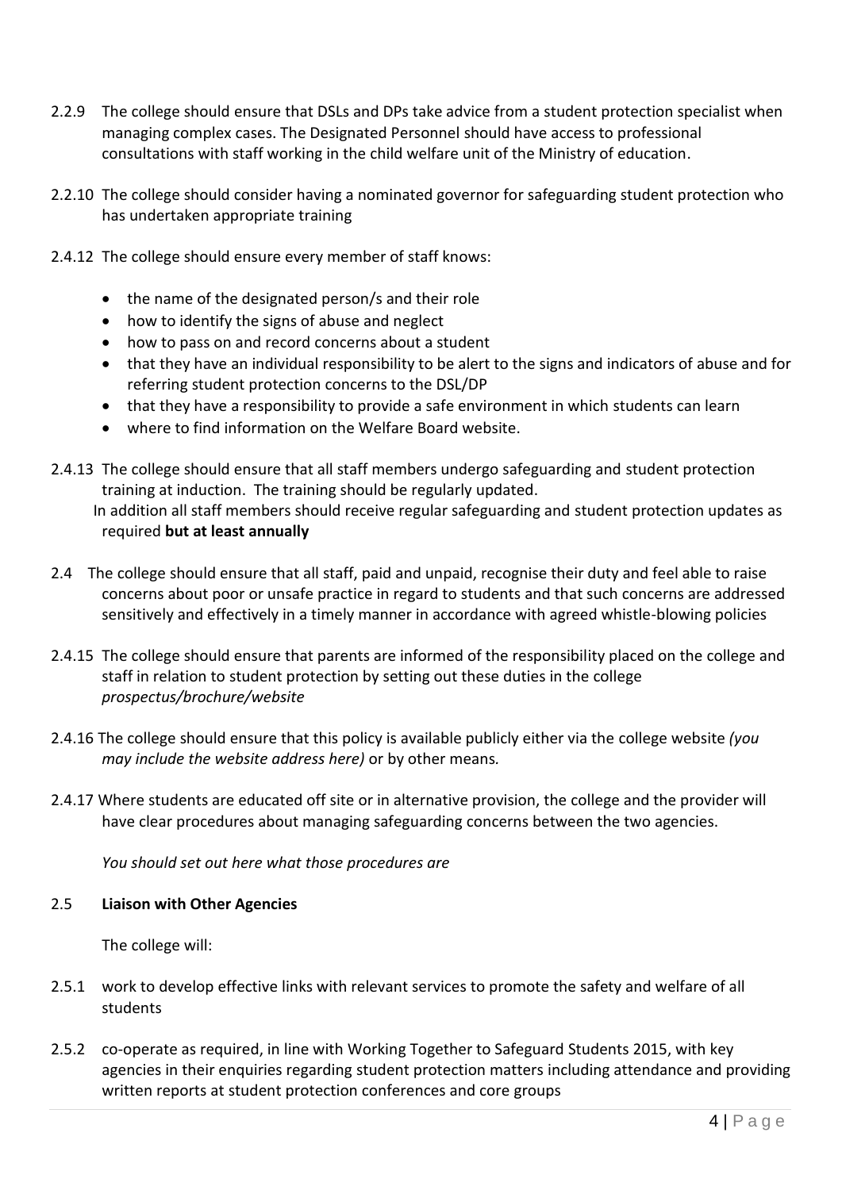2.2.9 The college should ensure that DSLs and DPs take advice from a student protection specialist when managing complex cases. The Designated Personnel should have access to professional consultations with staff working in the child welfare unit of the Ministry of education.

2.2.10 The college should consider having a nominated governor for safeguarding student protection who has undertaken appropriate training

2.4.12 The college should ensure every member of staff knows:

- the name of the designated person/s and their role
- how to identify the signs of abuse and neglect
- how to pass on and record concerns about a student
- that they have an individual responsibility to be alert to the signs and indicators of abuse and for referring student protection concerns to the DSL/DP
- that they have a responsibility to provide a safe environment in which students can learn
- where to find information on the Welfare Board website.

2.4.13 The college should ensure that all staff members undergo safeguarding and student protection training at induction. The training should be regularly updated.
In addition all staff members should receive regular safeguarding and student protection updates as required **but at least annually**

2.4 The college should ensure that all staff, paid and unpaid, recognise their duty and feel able to raise concerns about poor or unsafe practice in regard to students and that such concerns are addressed sensitively and effectively in a timely manner in accordance with agreed whistle-blowing policies

2.4.15 The college should ensure that parents are informed of the responsibility placed on the college and staff in relation to student protection by setting out these duties in the college *prospectus/brochure/website*

2.4.16 The college should ensure that this policy is available publicly either via the college website *(you may include the website address here)* or by other means*.*

2.4.17 Where students are educated off site or in alternative provision, the college and the provider will have clear procedures about managing safeguarding concerns between the two agencies.

*You should set out here what those procedures are*

2.5 **Liaison with Other Agencies**

The college will:

2.5.1 work to develop effective links with relevant services to promote the safety and welfare of all students

2.5.2 co-operate as required, in line with Working Together to Safeguard Students 2015, with key agencies in their enquiries regarding student protection matters including attendance and providing written reports at student protection conferences and core groups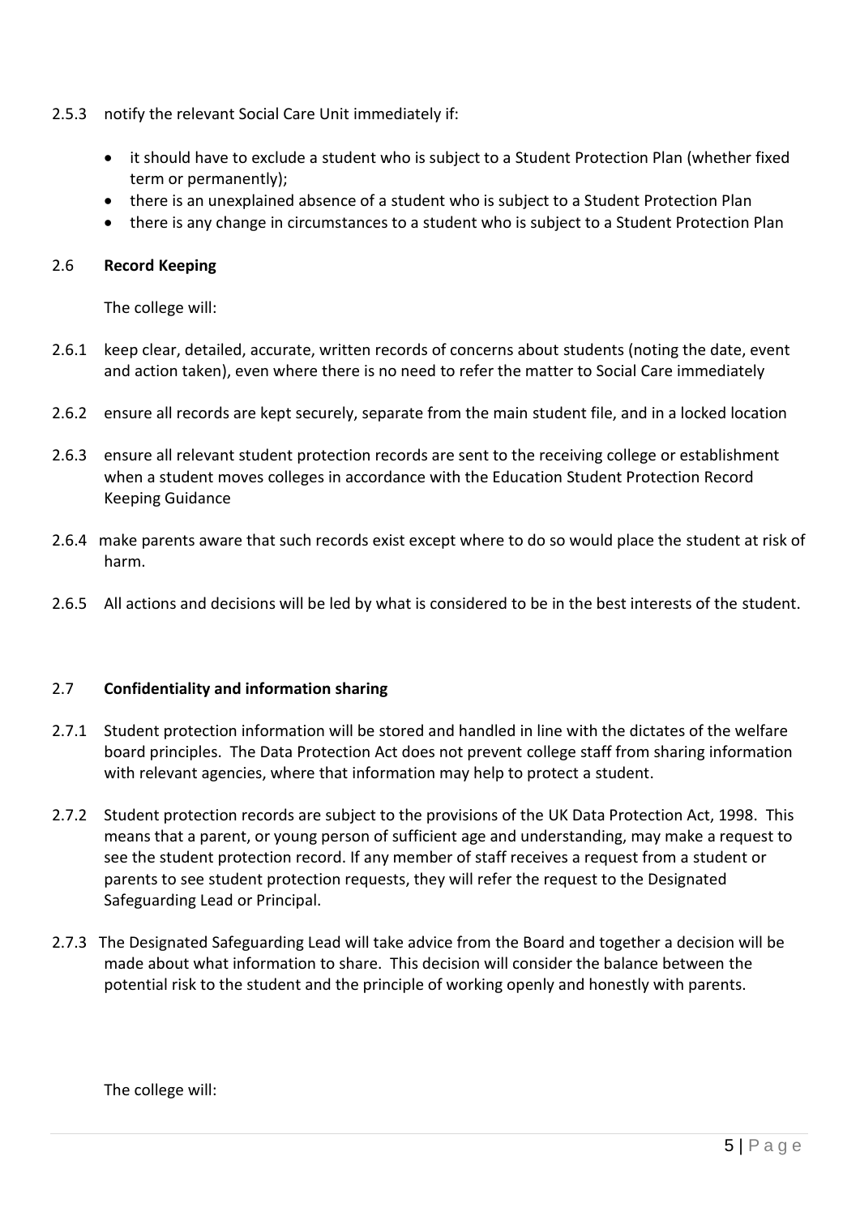2.5.3 notify the relevant Social Care Unit immediately if:

- it should have to exclude a student who is subject to a Student Protection Plan (whether fixed term or permanently);
- there is an unexplained absence of a student who is subject to a Student Protection Plan
- there is any change in circumstances to a student who is subject to a Student Protection Plan

## 2.6 Record Keeping

The college will:

2.6.1 keep clear, detailed, accurate, written records of concerns about students (noting the date, event and action taken), even where there is no need to refer the matter to Social Care immediately

2.6.2 ensure all records are kept securely, separate from the main student file, and in a locked location

2.6.3 ensure all relevant student protection records are sent to the receiving college or establishment when a student moves colleges in accordance with the Education Student Protection Record Keeping Guidance

2.6.4 make parents aware that such records exist except where to do so would place the student at risk of harm.

2.6.5 All actions and decisions will be led by what is considered to be in the best interests of the student.

## 2.7 Confidentiality and information sharing

2.7.1 Student protection information will be stored and handled in line with the dictates of the welfare board principles. The Data Protection Act does not prevent college staff from sharing information with relevant agencies, where that information may help to protect a student.

2.7.2 Student protection records are subject to the provisions of the UK Data Protection Act, 1998. This means that a parent, or young person of sufficient age and understanding, may make a request to see the student protection record. If any member of staff receives a request from a student or parents to see student protection requests, they will refer the request to the Designated Safeguarding Lead or Principal.

2.7.3 The Designated Safeguarding Lead will take advice from the Board and together a decision will be made about what information to share. This decision will consider the balance between the potential risk to the student and the principle of working openly and honestly with parents.

The college will: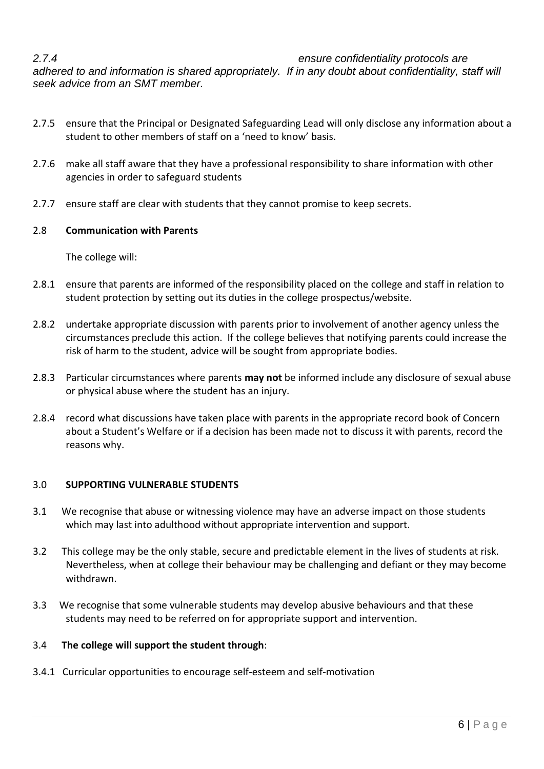*2.7.4 ensure confidentiality protocols are adhered to and information is shared appropriately. If in any doubt about confidentiality, staff will seek advice from an SMT member.*

2.7.5 ensure that the Principal or Designated Safeguarding Lead will only disclose any information about a student to other members of staff on a 'need to know' basis.

2.7.6 make all staff aware that they have a professional responsibility to share information with other agencies in order to safeguard students

2.7.7 ensure staff are clear with students that they cannot promise to keep secrets.

2.8 **Communication with Parents**

The college will:

2.8.1 ensure that parents are informed of the responsibility placed on the college and staff in relation to student protection by setting out its duties in the college prospectus/website.

2.8.2 undertake appropriate discussion with parents prior to involvement of another agency unless the circumstances preclude this action. If the college believes that notifying parents could increase the risk of harm to the student, advice will be sought from appropriate bodies.

2.8.3 Particular circumstances where parents **may not** be informed include any disclosure of sexual abuse or physical abuse where the student has an injury.

2.8.4 record what discussions have taken place with parents in the appropriate record book of Concern about a Student's Welfare or if a decision has been made not to discuss it with parents, record the reasons why.

3.0 **SUPPORTING VULNERABLE STUDENTS**

3.1 We recognise that abuse or witnessing violence may have an adverse impact on those students which may last into adulthood without appropriate intervention and support.

3.2 This college may be the only stable, secure and predictable element in the lives of students at risk. Nevertheless, when at college their behaviour may be challenging and defiant or they may become withdrawn.

3.3 We recognise that some vulnerable students may develop abusive behaviours and that these students may need to be referred on for appropriate support and intervention.

3.4 **The college will support the student through**:

3.4.1 Curricular opportunities to encourage self-esteem and self-motivation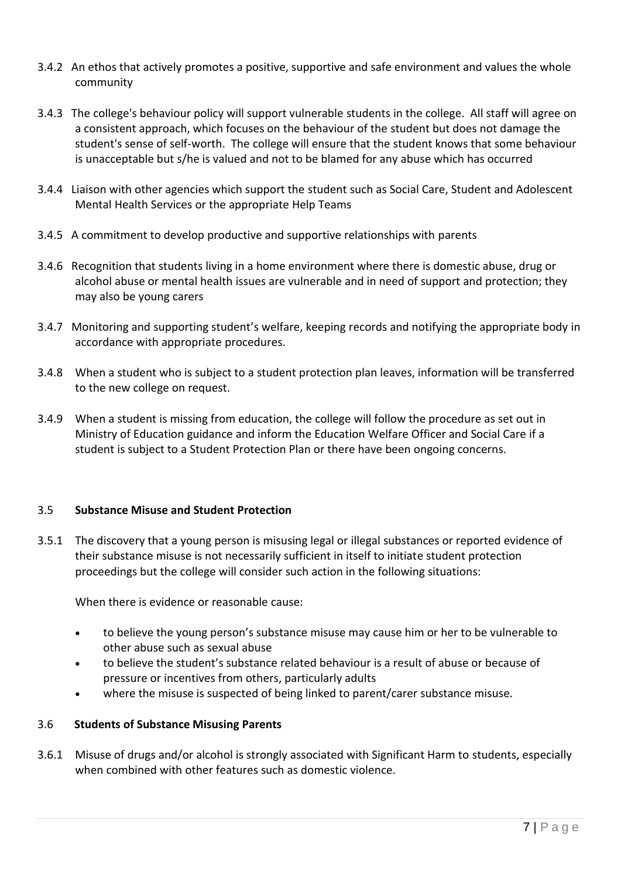3.4.2 An ethos that actively promotes a positive, supportive and safe environment and values the whole community

3.4.3 The college's behaviour policy will support vulnerable students in the college. All staff will agree on a consistent approach, which focuses on the behaviour of the student but does not damage the student's sense of self-worth. The college will ensure that the student knows that some behaviour is unacceptable but s/he is valued and not to be blamed for any abuse which has occurred

3.4.4 Liaison with other agencies which support the student such as Social Care, Student and Adolescent Mental Health Services or the appropriate Help Teams

3.4.5 A commitment to develop productive and supportive relationships with parents

3.4.6 Recognition that students living in a home environment where there is domestic abuse, drug or alcohol abuse or mental health issues are vulnerable and in need of support and protection; they may also be young carers

3.4.7 Monitoring and supporting student's welfare, keeping records and notifying the appropriate body in accordance with appropriate procedures.

3.4.8 When a student who is subject to a student protection plan leaves, information will be transferred to the new college on request.

3.4.9 When a student is missing from education, the college will follow the procedure as set out in Ministry of Education guidance and inform the Education Welfare Officer and Social Care if a student is subject to a Student Protection Plan or there have been ongoing concerns.

### 3.5 **Substance Misuse and Student Protection**

3.5.1 The discovery that a young person is misusing legal or illegal substances or reported evidence of their substance misuse is not necessarily sufficient in itself to initiate student protection proceedings but the college will consider such action in the following situations:

When there is evidence or reasonable cause:

- to believe the young person's substance misuse may cause him or her to be vulnerable to other abuse such as sexual abuse
- to believe the student's substance related behaviour is a result of abuse or because of pressure or incentives from others, particularly adults
- where the misuse is suspected of being linked to parent/carer substance misuse.

### 3.6 **Students of Substance Misusing Parents**

3.6.1 Misuse of drugs and/or alcohol is strongly associated with Significant Harm to students, especially when combined with other features such as domestic violence.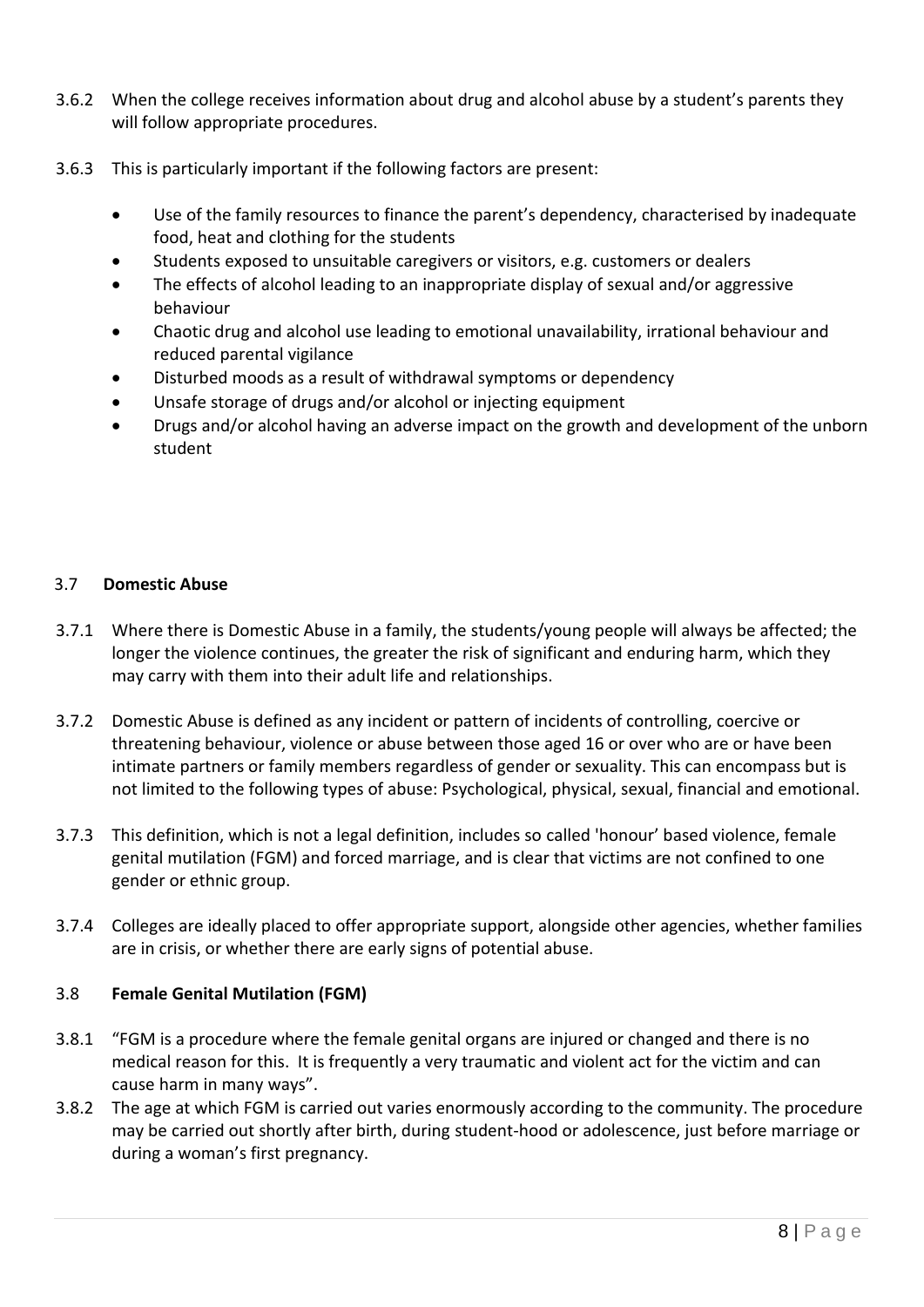3.6.2 When the college receives information about drug and alcohol abuse by a student's parents they will follow appropriate procedures.

3.6.3 This is particularly important if the following factors are present:

- Use of the family resources to finance the parent's dependency, characterised by inadequate food, heat and clothing for the students
- Students exposed to unsuitable caregivers or visitors, e.g. customers or dealers
- The effects of alcohol leading to an inappropriate display of sexual and/or aggressive behaviour
- Chaotic drug and alcohol use leading to emotional unavailability, irrational behaviour and reduced parental vigilance
- Disturbed moods as a result of withdrawal symptoms or dependency
- Unsafe storage of drugs and/or alcohol or injecting equipment
- Drugs and/or alcohol having an adverse impact on the growth and development of the unborn student

### 3.7 Domestic Abuse

3.7.1 Where there is Domestic Abuse in a family, the students/young people will always be affected; the longer the violence continues, the greater the risk of significant and enduring harm, which they may carry with them into their adult life and relationships.

3.7.2 Domestic Abuse is defined as any incident or pattern of incidents of controlling, coercive or threatening behaviour, violence or abuse between those aged 16 or over who are or have been intimate partners or family members regardless of gender or sexuality. This can encompass but is not limited to the following types of abuse: Psychological, physical, sexual, financial and emotional.

3.7.3 This definition, which is not a legal definition, includes so called 'honour' based violence, female genital mutilation (FGM) and forced marriage, and is clear that victims are not confined to one gender or ethnic group.

3.7.4 Colleges are ideally placed to offer appropriate support, alongside other agencies, whether families are in crisis, or whether there are early signs of potential abuse.

### 3.8 Female Genital Mutilation (FGM)

3.8.1 "FGM is a procedure where the female genital organs are injured or changed and there is no medical reason for this. It is frequently a very traumatic and violent act for the victim and can cause harm in many ways".

3.8.2 The age at which FGM is carried out varies enormously according to the community. The procedure may be carried out shortly after birth, during student-hood or adolescence, just before marriage or during a woman's first pregnancy.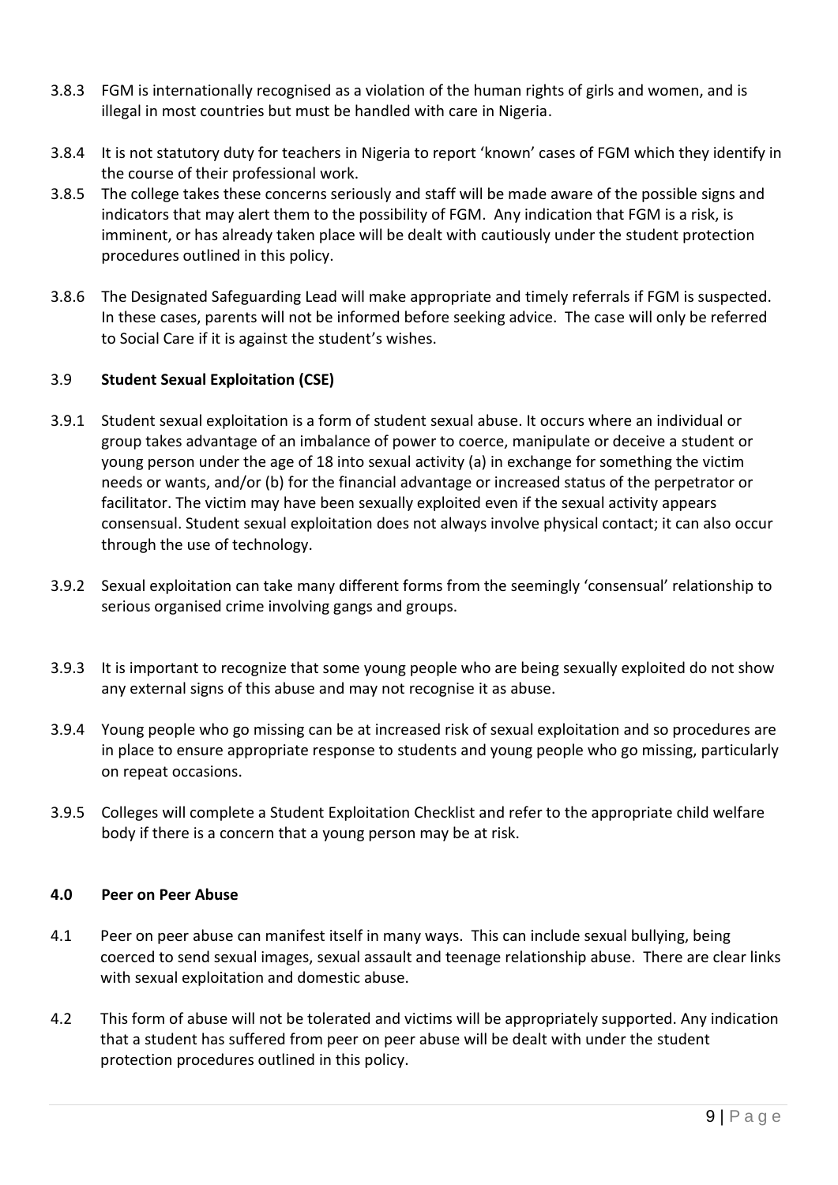3.8.3 FGM is internationally recognised as a violation of the human rights of girls and women, and is illegal in most countries but must be handled with care in Nigeria.

3.8.4 It is not statutory duty for teachers in Nigeria to report 'known' cases of FGM which they identify in the course of their professional work.

3.8.5 The college takes these concerns seriously and staff will be made aware of the possible signs and indicators that may alert them to the possibility of FGM. Any indication that FGM is a risk, is imminent, or has already taken place will be dealt with cautiously under the student protection procedures outlined in this policy.

3.8.6 The Designated Safeguarding Lead will make appropriate and timely referrals if FGM is suspected. In these cases, parents will not be informed before seeking advice. The case will only be referred to Social Care if it is against the student's wishes.

### 3.9 **Student Sexual Exploitation (CSE)**

3.9.1 Student sexual exploitation is a form of student sexual abuse. It occurs where an individual or group takes advantage of an imbalance of power to coerce, manipulate or deceive a student or young person under the age of 18 into sexual activity (a) in exchange for something the victim needs or wants, and/or (b) for the financial advantage or increased status of the perpetrator or facilitator. The victim may have been sexually exploited even if the sexual activity appears consensual. Student sexual exploitation does not always involve physical contact; it can also occur through the use of technology.

3.9.2 Sexual exploitation can take many different forms from the seemingly 'consensual' relationship to serious organised crime involving gangs and groups.

3.9.3 It is important to recognize that some young people who are being sexually exploited do not show any external signs of this abuse and may not recognise it as abuse.

3.9.4 Young people who go missing can be at increased risk of sexual exploitation and so procedures are in place to ensure appropriate response to students and young people who go missing, particularly on repeat occasions.

3.9.5 Colleges will complete a Student Exploitation Checklist and refer to the appropriate child welfare body if there is a concern that a young person may be at risk.

## 4.0 Peer on Peer Abuse

4.1 Peer on peer abuse can manifest itself in many ways. This can include sexual bullying, being coerced to send sexual images, sexual assault and teenage relationship abuse. There are clear links with sexual exploitation and domestic abuse.

4.2 This form of abuse will not be tolerated and victims will be appropriately supported. Any indication that a student has suffered from peer on peer abuse will be dealt with under the student protection procedures outlined in this policy.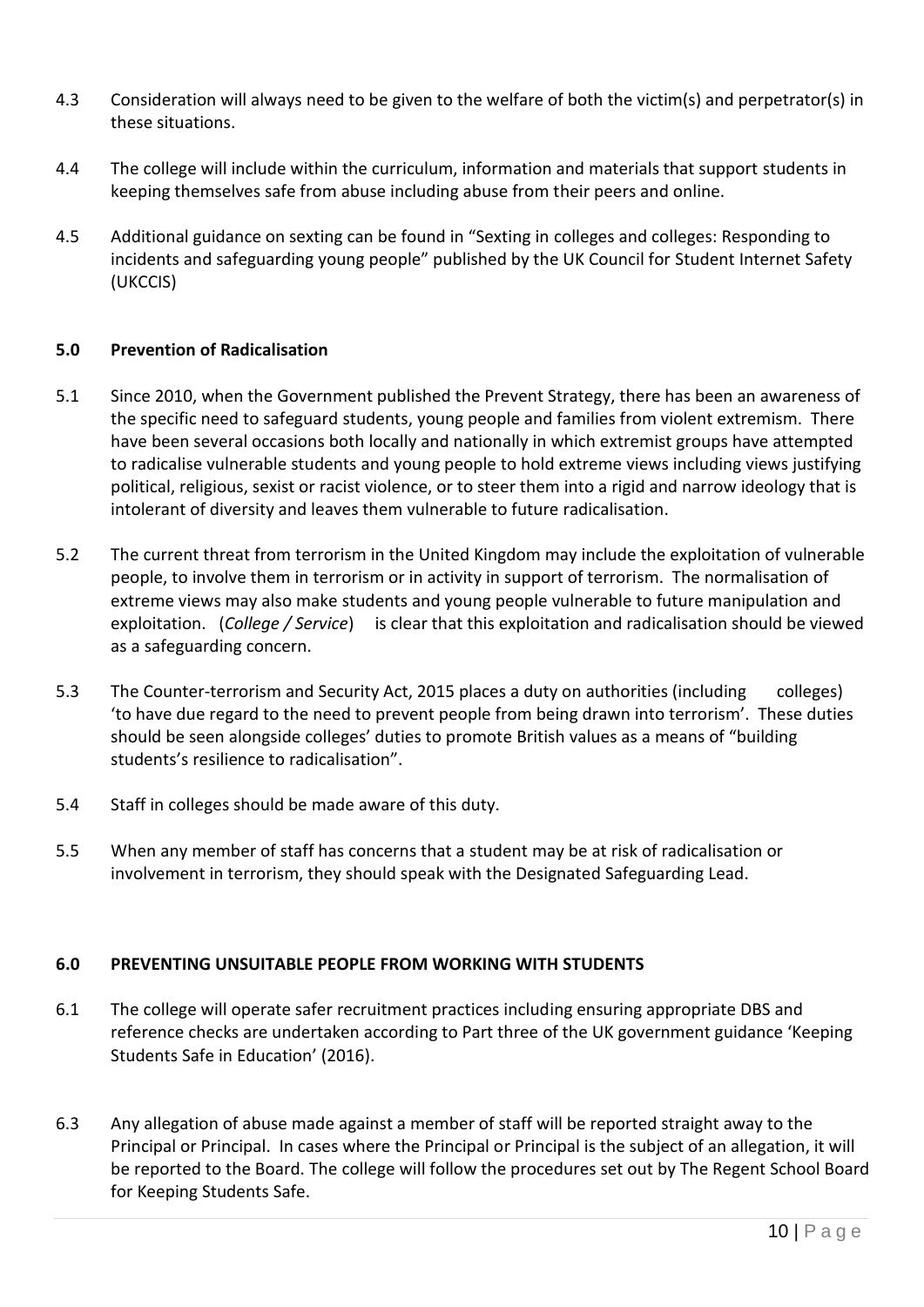4.3 Consideration will always need to be given to the welfare of both the victim(s) and perpetrator(s) in these situations.

4.4 The college will include within the curriculum, information and materials that support students in keeping themselves safe from abuse including abuse from their peers and online.

4.5 Additional guidance on sexting can be found in "Sexting in colleges and colleges: Responding to incidents and safeguarding young people" published by the UK Council for Student Internet Safety (UKCCIS)

## 5.0 Prevention of Radicalisation

5.1 Since 2010, when the Government published the Prevent Strategy, there has been an awareness of the specific need to safeguard students, young people and families from violent extremism. There have been several occasions both locally and nationally in which extremist groups have attempted to radicalise vulnerable students and young people to hold extreme views including views justifying political, religious, sexist or racist violence, or to steer them into a rigid and narrow ideology that is intolerant of diversity and leaves them vulnerable to future radicalisation.

5.2 The current threat from terrorism in the United Kingdom may include the exploitation of vulnerable people, to involve them in terrorism or in activity in support of terrorism. The normalisation of extreme views may also make students and young people vulnerable to future manipulation and exploitation. (*College / Service*) is clear that this exploitation and radicalisation should be viewed as a safeguarding concern.

5.3 The Counter-terrorism and Security Act, 2015 places a duty on authorities (including colleges) 'to have due regard to the need to prevent people from being drawn into terrorism'. These duties should be seen alongside colleges' duties to promote British values as a means of "building students's resilience to radicalisation".

5.4 Staff in colleges should be made aware of this duty.

5.5 When any member of staff has concerns that a student may be at risk of radicalisation or involvement in terrorism, they should speak with the Designated Safeguarding Lead.

## 6.0 PREVENTING UNSUITABLE PEOPLE FROM WORKING WITH STUDENTS

6.1 The college will operate safer recruitment practices including ensuring appropriate DBS and reference checks are undertaken according to Part three of the UK government guidance 'Keeping Students Safe in Education' (2016).

6.3 Any allegation of abuse made against a member of staff will be reported straight away to the Principal or Principal. In cases where the Principal or Principal is the subject of an allegation, it will be reported to the Board. The college will follow the procedures set out by The Regent School Board for Keeping Students Safe.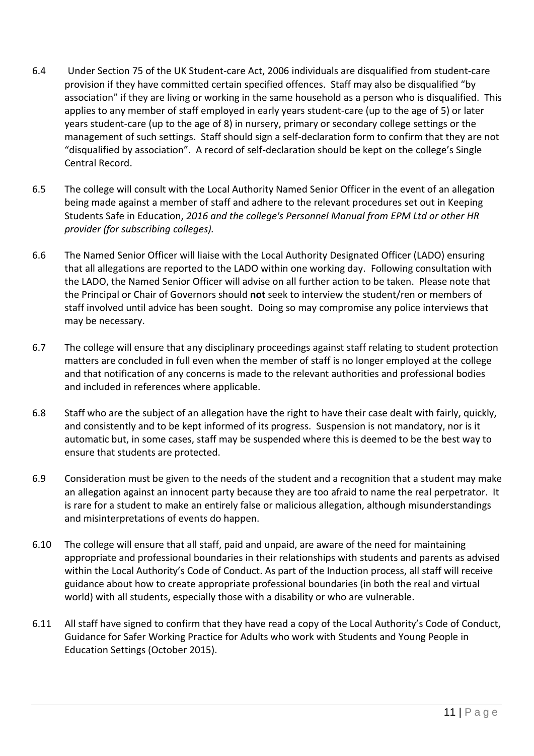6.4 Under Section 75 of the UK Student-care Act, 2006 individuals are disqualified from student-care provision if they have committed certain specified offences. Staff may also be disqualified "by association" if they are living or working in the same household as a person who is disqualified. This applies to any member of staff employed in early years student-care (up to the age of 5) or later years student-care (up to the age of 8) in nursery, primary or secondary college settings or the management of such settings. Staff should sign a self-declaration form to confirm that they are not "disqualified by association". A record of self-declaration should be kept on the college's Single Central Record.

6.5 The college will consult with the Local Authority Named Senior Officer in the event of an allegation being made against a member of staff and adhere to the relevant procedures set out in Keeping Students Safe in Education, *2016 and the college's Personnel Manual from EPM Ltd or other HR provider (for subscribing colleges).*

6.6 The Named Senior Officer will liaise with the Local Authority Designated Officer (LADO) ensuring that all allegations are reported to the LADO within one working day. Following consultation with the LADO, the Named Senior Officer will advise on all further action to be taken. Please note that the Principal or Chair of Governors should **not** seek to interview the student/ren or members of staff involved until advice has been sought. Doing so may compromise any police interviews that may be necessary.

6.7 The college will ensure that any disciplinary proceedings against staff relating to student protection matters are concluded in full even when the member of staff is no longer employed at the college and that notification of any concerns is made to the relevant authorities and professional bodies and included in references where applicable.

6.8 Staff who are the subject of an allegation have the right to have their case dealt with fairly, quickly, and consistently and to be kept informed of its progress. Suspension is not mandatory, nor is it automatic but, in some cases, staff may be suspended where this is deemed to be the best way to ensure that students are protected.

6.9 Consideration must be given to the needs of the student and a recognition that a student may make an allegation against an innocent party because they are too afraid to name the real perpetrator. It is rare for a student to make an entirely false or malicious allegation, although misunderstandings and misinterpretations of events do happen.

6.10 The college will ensure that all staff, paid and unpaid, are aware of the need for maintaining appropriate and professional boundaries in their relationships with students and parents as advised within the Local Authority's Code of Conduct. As part of the Induction process, all staff will receive guidance about how to create appropriate professional boundaries (in both the real and virtual world) with all students, especially those with a disability or who are vulnerable.

6.11 All staff have signed to confirm that they have read a copy of the Local Authority's Code of Conduct, Guidance for Safer Working Practice for Adults who work with Students and Young People in Education Settings (October 2015).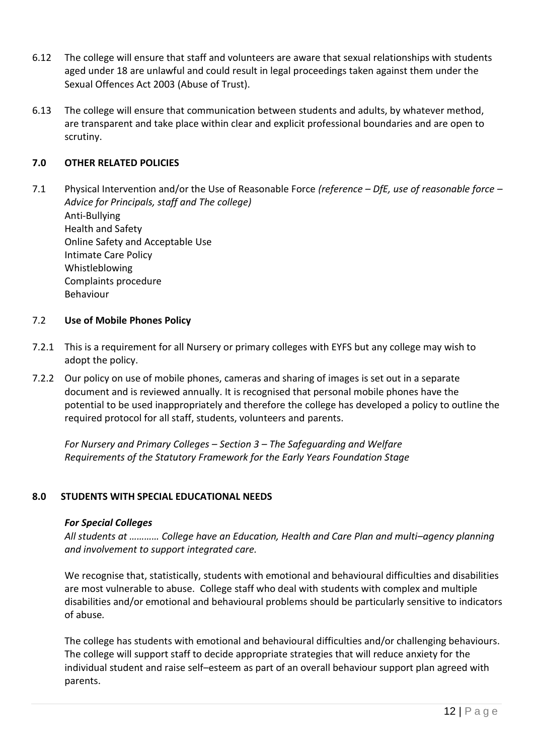6.12 The college will ensure that staff and volunteers are aware that sexual relationships with students aged under 18 are unlawful and could result in legal proceedings taken against them under the Sexual Offences Act 2003 (Abuse of Trust).

6.13 The college will ensure that communication between students and adults, by whatever method, are transparent and take place within clear and explicit professional boundaries and are open to scrutiny.

## 7.0 OTHER RELATED POLICIES

7.1 Physical Intervention and/or the Use of Reasonable Force *(reference – DfE, use of reasonable force – Advice for Principals, staff and The college)*
Anti-Bullying
Health and Safety
Online Safety and Acceptable Use
Intimate Care Policy
Whistleblowing
Complaints procedure
Behaviour

### 7.2 **Use of Mobile Phones Policy**

7.2.1 This is a requirement for all Nursery or primary colleges with EYFS but any college may wish to adopt the policy.

7.2.2 Our policy on use of mobile phones, cameras and sharing of images is set out in a separate document and is reviewed annually. It is recognised that personal mobile phones have the potential to be used inappropriately and therefore the college has developed a policy to outline the required protocol for all staff, students, volunteers and parents.

*For Nursery and Primary Colleges – Section 3 – The Safeguarding and Welfare Requirements of the Statutory Framework for the Early Years Foundation Stage*

## 8.0 STUDENTS WITH SPECIAL EDUCATIONAL NEEDS

***For Special Colleges***

*All students at ………… College have an Education, Health and Care Plan and multi–agency planning and involvement to support integrated care.*

We recognise that, statistically, students with emotional and behavioural difficulties and disabilities are most vulnerable to abuse. College staff who deal with students with complex and multiple disabilities and/or emotional and behavioural problems should be particularly sensitive to indicators of abuse.

The college has students with emotional and behavioural difficulties and/or challenging behaviours. The college will support staff to decide appropriate strategies that will reduce anxiety for the individual student and raise self–esteem as part of an overall behaviour support plan agreed with parents.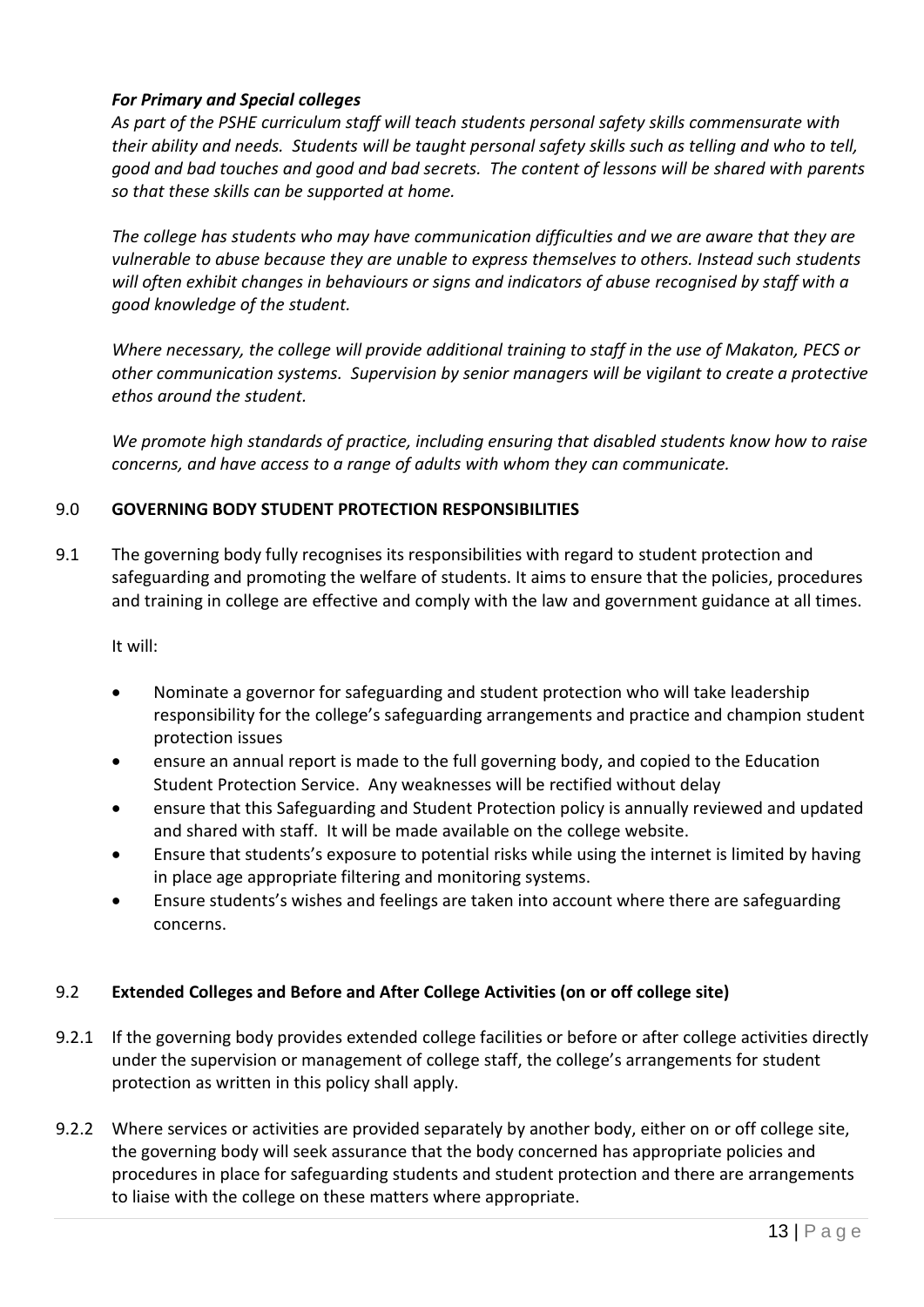***For Primary and Special colleges***

*As part of the PSHE curriculum staff will teach students personal safety skills commensurate with their ability and needs. Students will be taught personal safety skills such as telling and who to tell, good and bad touches and good and bad secrets. The content of lessons will be shared with parents so that these skills can be supported at home.*

*The college has students who may have communication difficulties and we are aware that they are vulnerable to abuse because they are unable to express themselves to others. Instead such students will often exhibit changes in behaviours or signs and indicators of abuse recognised by staff with a good knowledge of the student.*

*Where necessary, the college will provide additional training to staff in the use of Makaton, PECS or other communication systems. Supervision by senior managers will be vigilant to create a protective ethos around the student.*

*We promote high standards of practice, including ensuring that disabled students know how to raise concerns, and have access to a range of adults with whom they can communicate.*

## 9.0 GOVERNING BODY STUDENT PROTECTION RESPONSIBILITIES

9.1 The governing body fully recognises its responsibilities with regard to student protection and safeguarding and promoting the welfare of students. It aims to ensure that the policies, procedures and training in college are effective and comply with the law and government guidance at all times.

It will:

- Nominate a governor for safeguarding and student protection who will take leadership responsibility for the college's safeguarding arrangements and practice and champion student protection issues
- ensure an annual report is made to the full governing body, and copied to the Education Student Protection Service. Any weaknesses will be rectified without delay
- ensure that this Safeguarding and Student Protection policy is annually reviewed and updated and shared with staff. It will be made available on the college website.
- Ensure that students's exposure to potential risks while using the internet is limited by having in place age appropriate filtering and monitoring systems.
- Ensure students's wishes and feelings are taken into account where there are safeguarding concerns.

### 9.2 Extended Colleges and Before and After College Activities (on or off college site)

9.2.1 If the governing body provides extended college facilities or before or after college activities directly under the supervision or management of college staff, the college's arrangements for student protection as written in this policy shall apply.

9.2.2 Where services or activities are provided separately by another body, either on or off college site, the governing body will seek assurance that the body concerned has appropriate policies and procedures in place for safeguarding students and student protection and there are arrangements to liaise with the college on these matters where appropriate.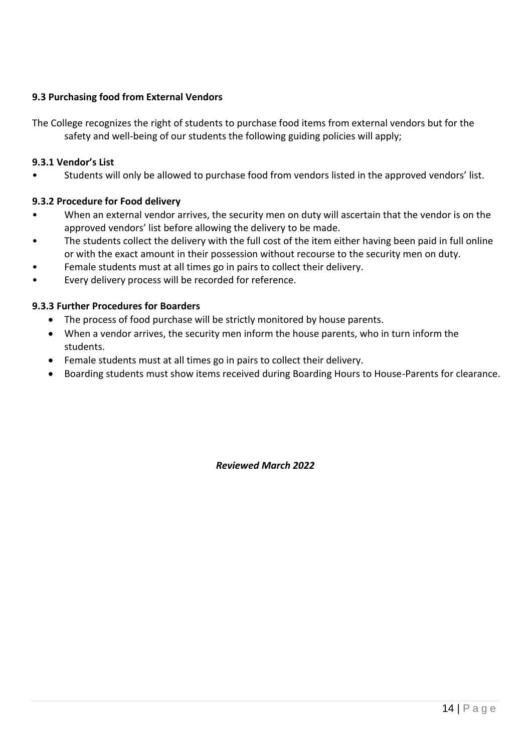### 9.3 Purchasing food from External Vendors

The College recognizes the right of students to purchase food items from external vendors but for the safety and well-being of our students the following guiding policies will apply;

#### 9.3.1 Vendor's List

- Students will only be allowed to purchase food from vendors listed in the approved vendors' list.

#### 9.3.2 Procedure for Food delivery

- When an external vendor arrives, the security men on duty will ascertain that the vendor is on the approved vendors' list before allowing the delivery to be made.
- The students collect the delivery with the full cost of the item either having been paid in full online or with the exact amount in their possession without recourse to the security men on duty.
- Female students must at all times go in pairs to collect their delivery.
- Every delivery process will be recorded for reference.

#### 9.3.3 Further Procedures for Boarders

- The process of food purchase will be strictly monitored by house parents.
- When a vendor arrives, the security men inform the house parents, who in turn inform the students.
- Female students must at all times go in pairs to collect their delivery.
- Boarding students must show items received during Boarding Hours to House-Parents for clearance.

***Reviewed March 2022***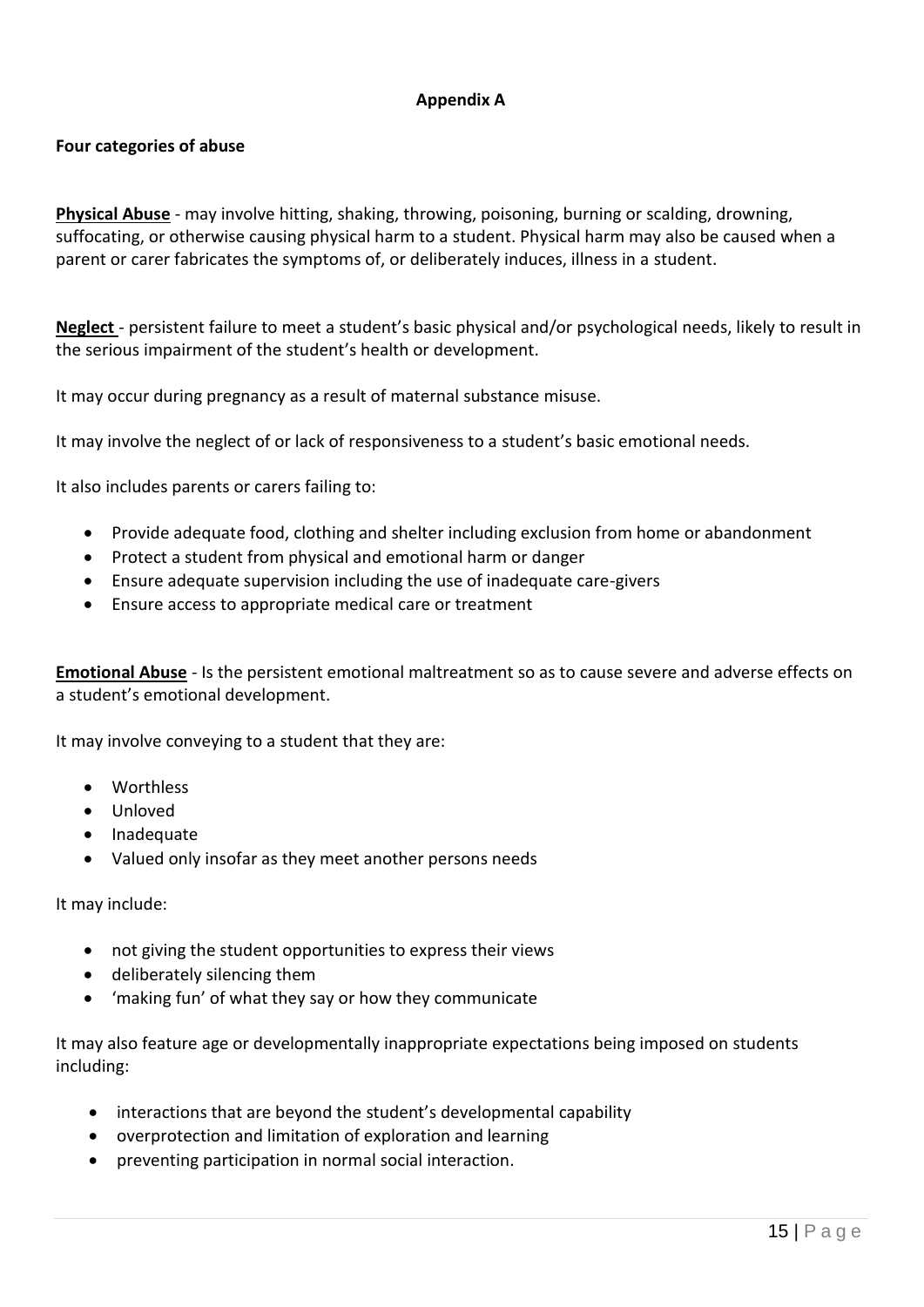## Appendix A

**Four categories of abuse**

**Physical Abuse** - may involve hitting, shaking, throwing, poisoning, burning or scalding, drowning, suffocating, or otherwise causing physical harm to a student. Physical harm may also be caused when a parent or carer fabricates the symptoms of, or deliberately induces, illness in a student.

**Neglect** - persistent failure to meet a student's basic physical and/or psychological needs, likely to result in the serious impairment of the student's health or development.

It may occur during pregnancy as a result of maternal substance misuse.

It may involve the neglect of or lack of responsiveness to a student's basic emotional needs.

It also includes parents or carers failing to:

- Provide adequate food, clothing and shelter including exclusion from home or abandonment
- Protect a student from physical and emotional harm or danger
- Ensure adequate supervision including the use of inadequate care-givers
- Ensure access to appropriate medical care or treatment

**Emotional Abuse** - Is the persistent emotional maltreatment so as to cause severe and adverse effects on a student's emotional development.

It may involve conveying to a student that they are:

- Worthless
- Unloved
- Inadequate
- Valued only insofar as they meet another persons needs

It may include:

- not giving the student opportunities to express their views
- deliberately silencing them
- 'making fun' of what they say or how they communicate

It may also feature age or developmentally inappropriate expectations being imposed on students including:

- interactions that are beyond the student's developmental capability
- overprotection and limitation of exploration and learning
- preventing participation in normal social interaction.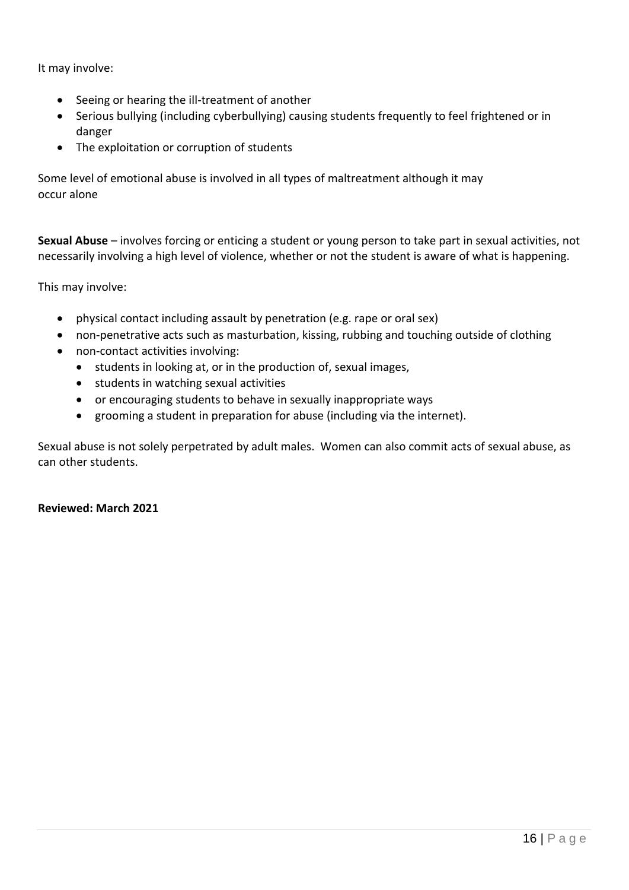It may involve:

- Seeing or hearing the ill-treatment of another
- Serious bullying (including cyberbullying) causing students frequently to feel frightened or in danger
- The exploitation or corruption of students

Some level of emotional abuse is involved in all types of maltreatment although it may occur alone

**Sexual Abuse** – involves forcing or enticing a student or young person to take part in sexual activities, not necessarily involving a high level of violence, whether or not the student is aware of what is happening.

This may involve:

- physical contact including assault by penetration (e.g. rape or oral sex)
- non-penetrative acts such as masturbation, kissing, rubbing and touching outside of clothing
- non-contact activities involving:
  - students in looking at, or in the production of, sexual images,
  - students in watching sexual activities
  - or encouraging students to behave in sexually inappropriate ways
  - grooming a student in preparation for abuse (including via the internet).

Sexual abuse is not solely perpetrated by adult males. Women can also commit acts of sexual abuse, as can other students.

**Reviewed: March 2021**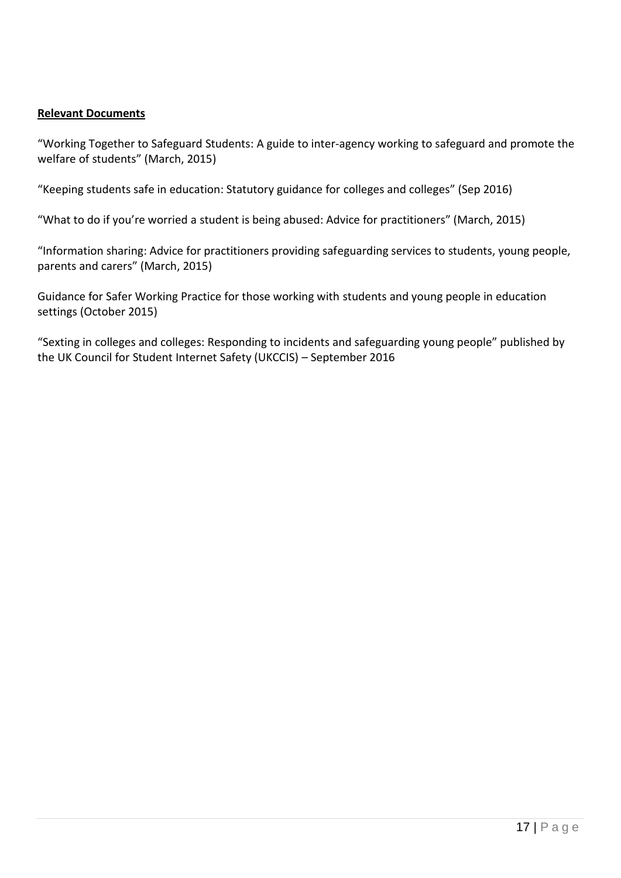**Relevant Documents**

"Working Together to Safeguard Students: A guide to inter-agency working to safeguard and promote the welfare of students" (March, 2015)

"Keeping students safe in education: Statutory guidance for colleges and colleges" (Sep 2016)

"What to do if you're worried a student is being abused: Advice for practitioners" (March, 2015)

"Information sharing: Advice for practitioners providing safeguarding services to students, young people, parents and carers" (March, 2015)

Guidance for Safer Working Practice for those working with students and young people in education settings (October 2015)

"Sexting in colleges and colleges: Responding to incidents and safeguarding young people" published by the UK Council for Student Internet Safety (UKCCIS) – September 2016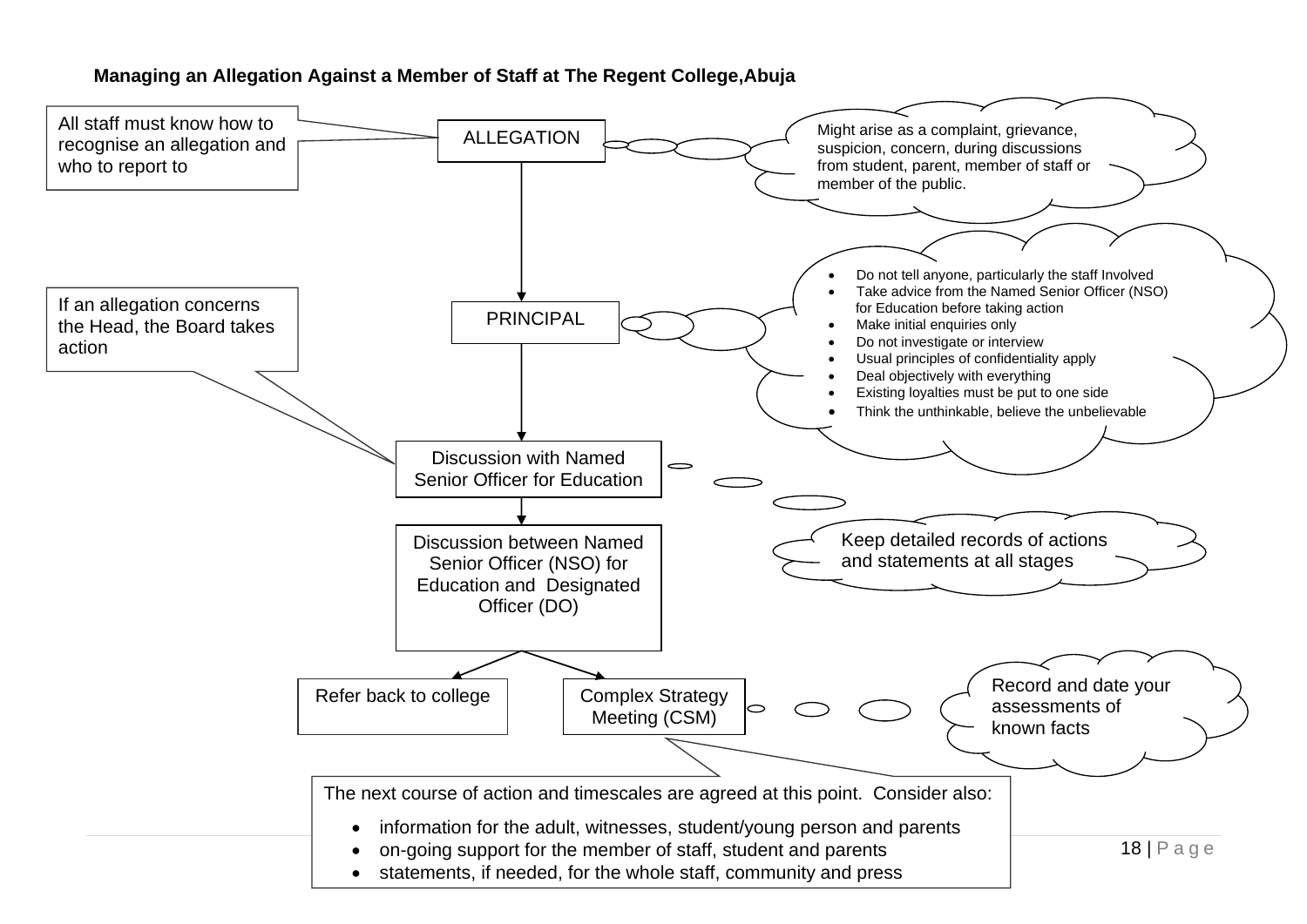**Managing an Allegation Against a Member of Staff at The Regent College,Abuja**

All staff must know how to recognise an allegation and who to report to

ALLEGATION

Might arise as a complaint, grievance, suspicion, concern, during discussions from student, parent, member of staff or member of the public.

PRINCIPAL

- Do not tell anyone, particularly the staff Involved
- Take advice from the Named Senior Officer (NSO) for Education before taking action
- Make initial enquiries only
- Do not investigate or interview
- Usual principles of confidentiality apply
- Deal objectively with everything
- Existing loyalties must be put to one side
- Think the unthinkable, believe the unbelievable

If an allegation concerns the Head, the Board takes action

Discussion with Named Senior Officer for Education

Keep detailed records of actions and statements at all stages

Discussion between Named Senior Officer (NSO) for Education and Designated Officer (DO)

Refer back to college

Complex Strategy Meeting (CSM)

Record and date your assessments of known facts

The next course of action and timescales are agreed at this point. Consider also:

- information for the adult, witnesses, student/young person and parents
- on-going support for the member of staff, student and parents
- statements, if needed, for the whole staff, community and press